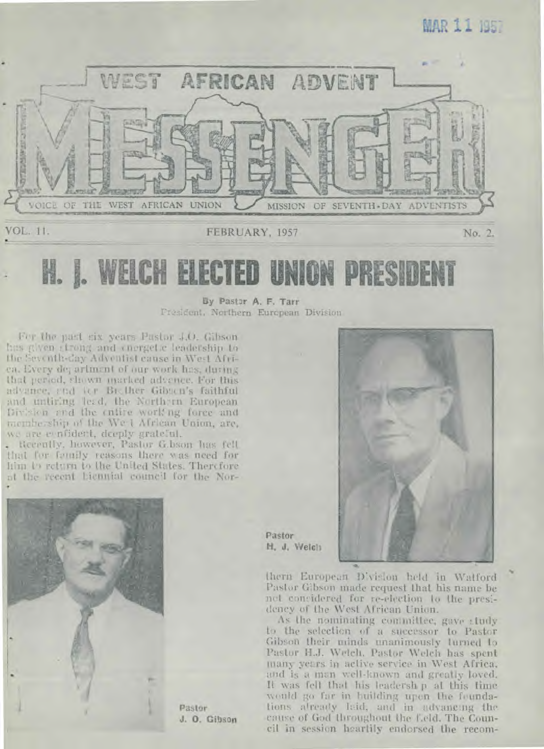MAR 11 1957

# WEST AFRICAN ADVENT MESSENGER

VOICE OF THE WEST AFRICAN UNION MISSION OF SEVENTH-DAY ADVENTISTS

VOL. 11. FEBRUARY, 1957 No. 2.

# H. J. WELCH ELECTED UNION PRESIDENT

By Pastor A. F. Tarr
President, Northern European Division

For the past six years Pastor J.O. Gibson has given strong and energetic leadership to the Seventh-day Adventist cause in West Africa. Every department of our work has, during that period, shown marked advance. For this advance, and for Brother Gibson's faithful and untiring lead, the Northern European Division and the entire working force and membership of the West African Union, are, we are confident, deeply grateful.

Recently, however, Pastor Gibson has felt that for family reasons there was need for him to return to the United States. Therefore at the recent biennial council for the Northern European Division held in Watford Pastor Gibson made request that his name be not considered for re-election to the presidency of the West African Union.

Pastor J. O. Gibson

Pastor H. J. Welch

As the nominating committee, gave study to the selection of a successor to Pastor Gibson their minds unanimously turned to Pastor H.J. Welch. Pastor Welch has spent many years in active service in West Africa, and is a man well-known and greatly loved. It was felt that his leadership at this time would go far in building upon the foundations already laid, and in advancing the cause of God throughout the field. The Council in session heartily endorsed the recom-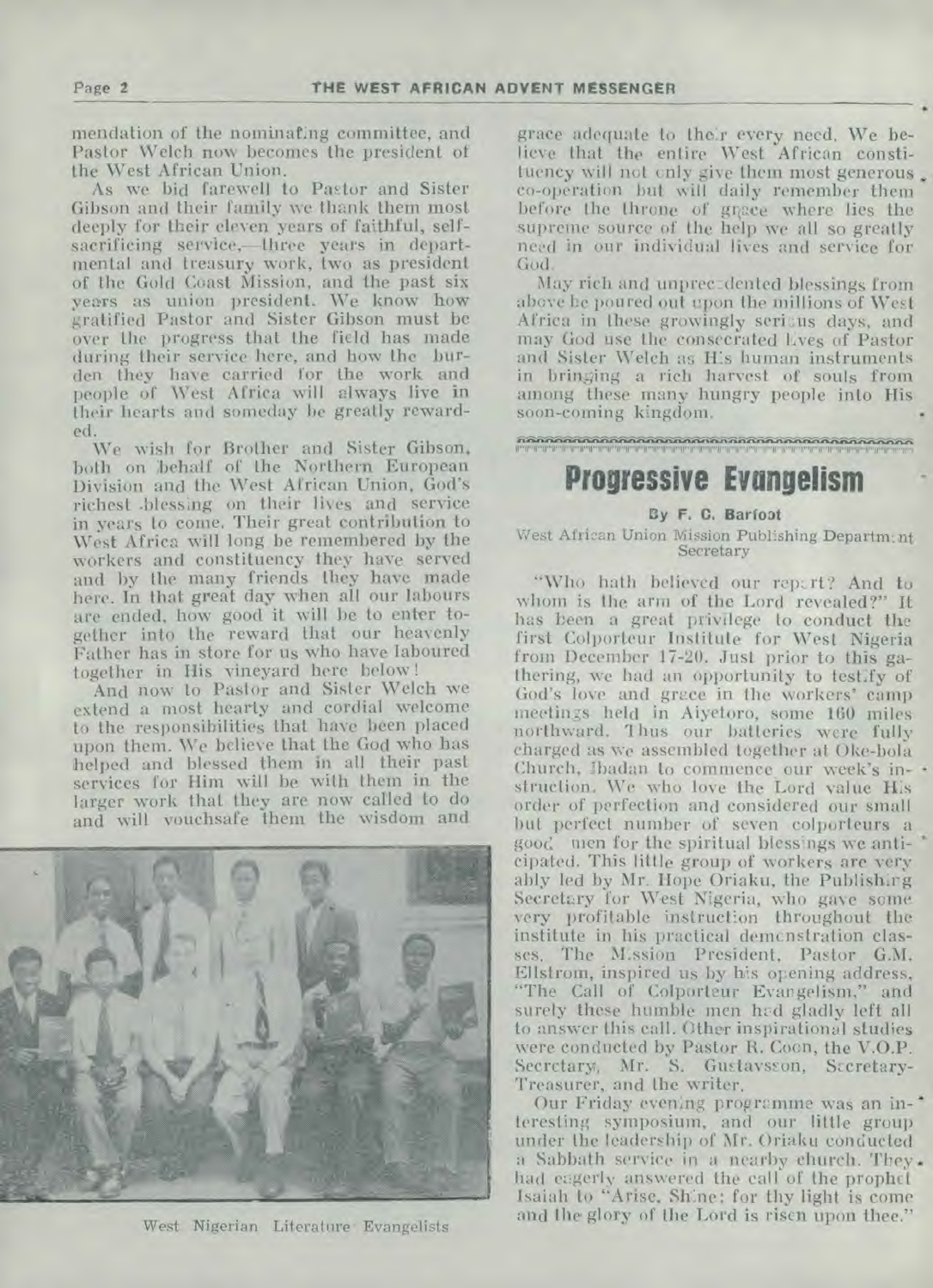mendation of the nominating committee, and Pastor Welch now becomes the president of the West African Union.

As we bid farewell to Pastor and Sister Gibson and their family we thank them most deeply for their eleven years of faithful, self-sacrificing service,—three years in departmental and treasury work, two as president of the Gold Coast Mission, and the past six years as union president. We know how gratified Pastor and Sister Gibson must be over the progress that the field has made during their service here, and how the burden they have carried for the work and people of West Africa will always live in their hearts and someday be greatly rewarded.

We wish for Brother and Sister Gibson, both on behalf of the Northern European Division and the West African Union, God's richest blessing on their lives and service in years to come. Their great contribution to West Africa will long be remembered by the workers and constituency they have served and by the many friends they have made here. In that great day when all our labours are ended, how good it will be to enter together into the reward that our heavenly Father has in store for us who have laboured together in His vineyard here below!

And now to Pastor and Sister Welch we extend a most hearty and cordial welcome to the responsibilities that have been placed upon them. We believe that the God who has helped and blessed them in all their past services for Him will be with them in the larger work that they are now called to do and will vouchsafe them the wisdom and grace adequate to their every need. We believe that the entire West African constituency will not only give them most generous co-operation but will daily remember them before the throne of grace where lies the supreme source of the help we all so greatly need in our individual lives and service for God.

May rich and unprecedented blessings from above be poured out upon the millions of West Africa in these growingly serious days, and may God use the consecrated lives of Pastor and Sister Welch as His human instruments in bringing a rich harvest of souls from among these many hungry people into His soon-coming kingdom.

West Nigerian Literature Evangelists

# Progressive Evangelism

**By F. C. Barfoot**

West African Union Mission Publishing Department Secretary

"Who hath believed our report? And to whom is the arm of the Lord revealed?" It has been a great privilege to conduct the first Colporteur Institute for West Nigeria from December 17-20. Just prior to this gathering, we had an opportunity to testify of God's love and grace in the workers' camp meetings held in Aiyetoro, some 160 miles northward. Thus our batteries were fully charged as we assembled together at Oke-bola Church, Ibadan to commence our week's instruction. We who love the Lord value His order of perfection and considered our small but perfect number of seven colporteurs a good omen for the spiritual blessings we anticipated. This little group of workers are very ably led by Mr. Hope Oriaku, the Publishing Secretary for West Nigeria, who gave some very profitable instruction throughout the institute in his practical demonstration classes. The Mission President, Pastor G.M. Ellstrom, inspired us by his opening address, "The Call of Colporteur Evangelism," and surely these humble men had gladly left all to answer this call. Other inspirational studies were conducted by Pastor R. Coon, the V.O.P. Secretary, Mr. S. Gustavsson, Secretary-Treasurer, and the writer.

Our Friday evening programme was an interesting symposium, and our little group under the leadership of Mr. Oriaku conducted a Sabbath service in a nearby church. They had eagerly answered the call of the prophet Isaiah to "Arise, Shine; for thy light is come and the glory of the Lord is risen upon thee."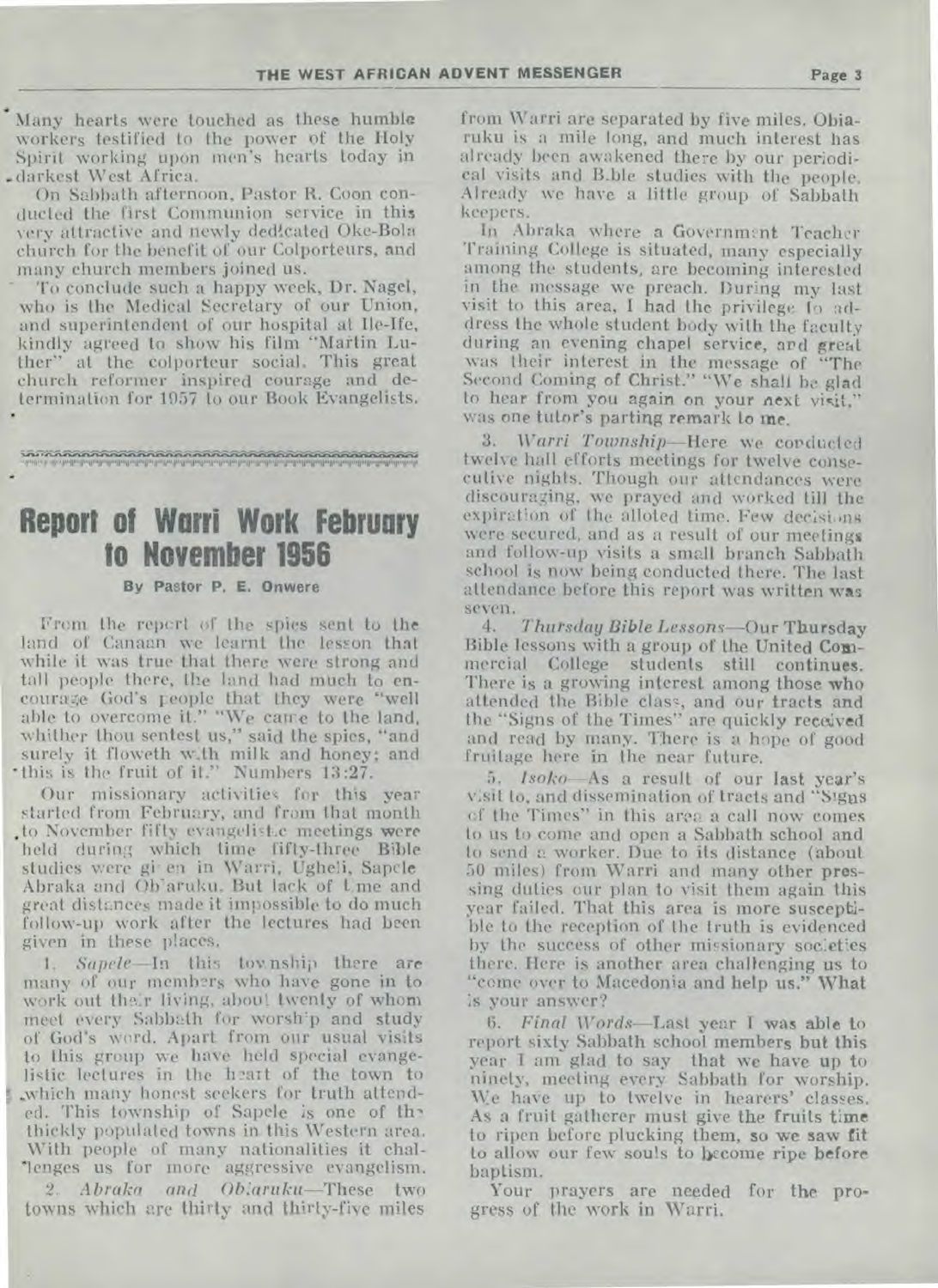Many hearts were touched as these humble workers testified to the power of the Holy Spirit working upon men's hearts today in darkest West Africa.

On Sabbath afternoon, Pastor R. Coon conducted the first Communion service in this very attractive and newly dedicated Oke-Bola church for the benefit of our Colporteurs, and many church members joined us.

To conclude such a happy week, Dr. Nagel, who is the Medical Secretary of our Union, and superintendent of our hospital at Ile-Ife, kindly agreed to show his film "Martin Luther" at the colporteur social. This great church reformer inspired courage and determination for 1957 to our Book Evangelists.

# Report of Warri Work February to November 1956

**By Pastor P. E. Onwere**

From the report of the spies sent to the land of Canaan we learnt the lesson that while it was true that there were strong and tall people there, the land had much to encourage God's people that they were "well able to overcome it." "We came to the land, whither thou sentest us," said the spies, "and surely it floweth with milk and honey; and this is the fruit of it." Numbers 13:27.

Our missionary activities for this year started from February, and from that month to November fifty evangelistic meetings were held during which time fifty-three Bible studies were given in Warri, Ugheli, Sapele Abraka and Ob'aruku. But lack of time and great distances made it impossible to do much follow-up work after the lectures had been given in these places.

1. *Sapele*—In this township there are many of our members who have gone in to work out their living, about twenty of whom meet every Sabbath for worship and study of God's word. Apart from our usual visits to this group we have held special evangelistic lectures in the heart of the town to which many honest seekers for truth attended. This township of Sapele is one of the thickly populated towns in this Western area. With people of many nationalities it challenges us for more aggressive evangelism.

2. *Abraka and Obiaruku*—These two towns which are thirty and thirty-five miles from Warri are separated by five miles. Obiaruku is a mile long, and much interest has already been awakened there by our periodical visits and Bible studies with the people. Already we have a little group of Sabbath keepers.

In Abraka where a Government Teacher Training College is situated, many especially among the students, are becoming interested in the message we preach. During my last visit to this area, I had the privilege to address the whole student body with the faculty during an evening chapel service, and great was their interest in the message of "The Second Coming of Christ." "We shall be glad to hear from you again on your next visit," was one tutor's parting remark to me.

3. *Warri Township*—Here we conducted twelve hall efforts meetings for twelve consecutive nights. Though our attendances were discouraging, we prayed and worked till the expiration of the alloted time. Few decisions were secured, and as a result of our meetings and follow-up visits a small branch Sabbath school is now being conducted there. The last attendance before this report was written was seven.

4. *Thursday Bible Lessons*—Our Thursday Bible lessons with a group of the United Commercial College students still continues. There is a growing interest among those who attended the Bible class, and our tracts and the "Signs of the Times" are quickly received and read by many. There is a hope of good fruitage here in the near future.

5. *Isoko*—As a result of our last year's visit to, and dissemination of tracts and "Signs of the Times" in this area a call now comes to us to come and open a Sabbath school and to send a worker. Due to its distance (about 50 miles) from Warri and many other pressing duties our plan to visit them again this year failed. That this area is more susceptible to the reception of the truth is evidenced by the success of other missionary societies there. Here is another area challenging us to "come over to Macedonia and help us." What is your answer?

6. *Final Words*—Last year I was able to report sixty Sabbath school members but this year I am glad to say that we have up to ninety, meeting every Sabbath for worship. We have up to twelve in hearers' classes. As a fruit gatherer must give the fruits time to ripen before plucking them, so we saw fit to allow our few souls to become ripe before baptism.

Your prayers are needed for the progress of the work in Warri.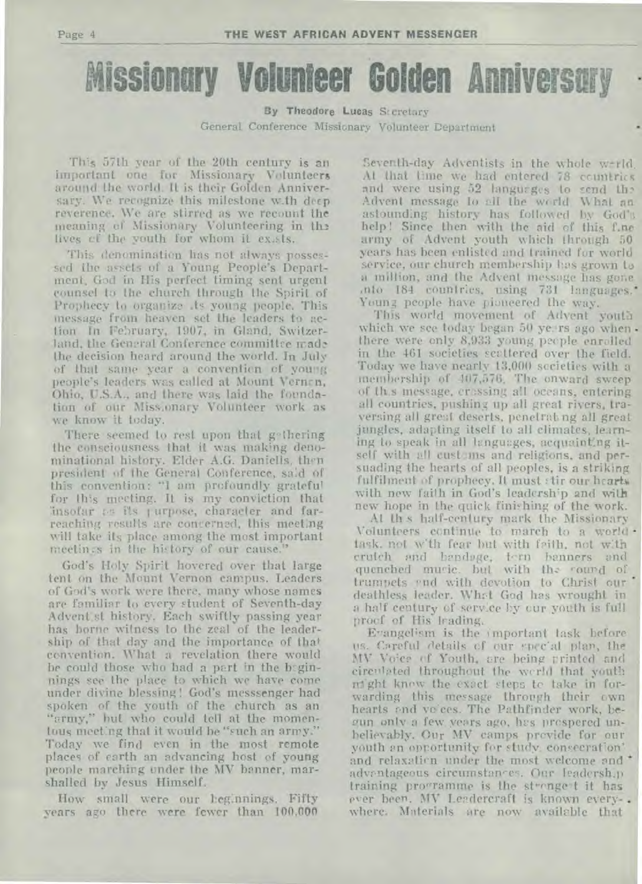# Missionary Volunteer Golden Anniversary

By **Theodore Lucas** Secretary
General Conference Missionary Volunteer Department

This 57th year of the 20th century is an important one for Missionary Volunteers around the world. It is their Golden Anniversary. We recognize this milestone with deep reverence. We are stirred as we recount the meaning of Missionary Volunteering in the lives of the youth for whom it exists.

This denomination has not always possessed the assets of a Young People's Department. God in His perfect timing sent urgent counsel to the church through the Spirit of Prophecy to organize its young people. This message from heaven set the leaders to action. In February, 1907, in Gland, Switzerland, the General Conference committee made the decision heard around the world. In July of that same year a convention of young people's leaders was called at Mount Vernon, Ohio, U.S.A., and there was laid the foundation of our Missionary Volunteer work as we know it today.

There seemed to rest upon that gathering the consciousness that it was making denominational history. Elder A.G. Daniells, then president of the General Conference, said of this convention: "I am profoundly grateful for this meeting. It is my conviction that insofar as its purpose, character and far-reaching results are concerned, this meeting will take its place among the most important meetings in the history of our cause."

God's Holy Spirit hovered over that large tent on the Mount Vernon campus. Leaders of God's work were there, many whose names are familiar to every student of Seventh-day Adventist history. Each swiftly passing year has borne witness to the zeal of the leadership of that day and the importance of that convention. What a revelation there would be could those who had a part in the beginnings see the place to which we have come under divine blessing! God's messsenger had spoken of the youth of the church as an "army," but who could tell at the momentous meeting that it would be "such an army." Today we find even in the most remote places of earth an advancing host of young people marching under the MV banner, marshalled by Jesus Himself.

How small were our beginnings. Fifty years ago there were fewer than 100,000 Seventh-day Adventists in the whole world. At that time we had entered 78 countries and were using 52 languages to send the Advent message to all the world. What an astounding history has followed by God's help! Since then with the aid of this fine army of Advent youth which through 50 years has been enlisted and trained for world service, our church membership has grown to a million, and the Advent message has gone into 184 countries, using 731 languages. Young people have pioneered the way.

This world movement of Advent youth which we see today began 50 years ago when there were only 8,933 young people enrolled in the 461 societies scattered over the field. Today we have nearly 13,000 societies with a membership of 407,576. The onward sweep of this message, crossing all oceans, entering all countries, pushing up all great rivers, traversing all great deserts, penetrating all great jungles, adapting itself to all climates, learning to speak in all languages, acquainting itself with all customs and religions, and persuading the hearts of all peoples, is a striking fulfilment of prophecy. It must stir our hearts with new faith in God's leadership and with new hope in the quick finishing of the work.

At this half-century mark the Missionary Volunteers continue to march to a world task, not with fear but with faith, not with crutch and bandage, torn banners and quenched music, but with the sound of trumpets and with devotion to Christ our deathless leader. What God has wrought in a half century of service by our youth is full proof of His leading.

Evangelism is the important task before us. Careful details of our special plan, the MV Voice of Youth, are being printed and circulated throughout the world that youth might know the exact steps to take in forwarding this message through their own hearts and voices. The Pathfinder work, begun only a few years ago, has prospered unbelievably. Our MV camps provide for our youth an opportunity for study, consecration and relaxation under the most welcome and advantageous circumstances. Our leadership training programme is the strongest it has ever been. MV Leadercraft is known everywhere. Materials are now available that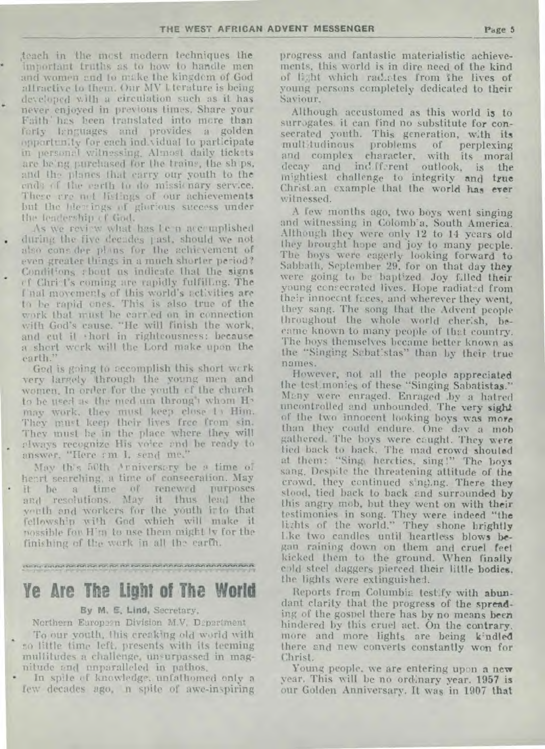teach in the most modern techniques the important truths as to how to handle men and women and to make the kingdom of God attractive to them. Our MV Literature is being developed with a circulation such as it has never enjoyed in previous times. Share your Faith' has been translated into more than forty languages and provides a golden opportunity for each individual to participate in personal witnessing. Almost daily tickets are being purchased for the trains, the ships, and the planes that carry our youth to the ends of the earth to do missionary service. These are not listings of our achievements but the blessings of glorious success under the leadership of God.

As we review what has been accomplished during the five decades past, should we not also consider plans for the achievement of even greater things in a much shorter period? Conditions about us indicate that the signs of Christ's coming are rapidly fulfilling. The final movements of this world's activities are to be rapid ones. This is also true of the work that must be carried on in connection with God's cause. "He will finish the work, and cut it short in righteousness: because a short work will the Lord make upon the earth."

God is going to accomplish this short work very largely through the young men and women. In order for the youth of the church to be used as the medium through whom He may work, they must keep close to Him. They must keep their lives free from sin. They must be in the place where they will always recognize His voice and be ready to answer, "Here am I, send me."

May this 50th Anniversary be a time of heart searching, a time of consecration. May it be a time of renewed purposes and resolutions. May it thus lead the youth and workers for the youth into that fellowship with God which will make it possible for Him to use them mightily for the finishing of the work in all the earth.

# Ye Are The Light of The World

**By M. E. Lind,** Secretary,

Northern European Division M.V. Department

To our youth, this creaking old world with so little time left, presents with its teeming multitudes a challenge, unsurpassed in magnitude and unparalleled in pathos.

In spite of knowledge, unfathomed only a few decades ago, in spite of awe-inspiring progress and fantastic materialistic achievements, this world is in dire need of the kind of light which radiates from the lives of young persons completely dedicated to their Saviour.

Although accustomed as this world is to surrogates, it can find no substitute for consecrated youth. This generation, with its multitudinous problems of perplexing and complex character, with its moral decay and indifferent outlook, is the mightiest challenge to integrity and true Christian example that the world has ever witnessed.

A few months ago, two boys went singing and witnessing in Colombia, South America. Although they were only 12 to 14 years old they brought hope and joy to many people. The boys were eagerly looking forward to Sabbath, September 29, for on that day they were going to be baptized. Joy filled their young consecrated lives. Hope radiated from their innocent faces, and wherever they went, they sang. The song that the Advent people throughout the whole world cherish, became known to many people of that country. The boys themselves became better known as the "Singing Sabatistas" than by their true names.

However, not all the people appreciated the testimonies of these "Singing Sabatistas." Many were enraged. Enraged by a hatred uncontrolled and unbounded. The very sight of the two innocent looking boys was more than they could endure. One day a mob gathered. The boys were caught. They were tied back to back. The mad crowd shouted at them: "Sing, heretics, sing!" The boys sang. Despite the threatening attitude of the crowd, they continued singing. There they stood, tied back to back and surrounded by this angry mob, but they went on with their testimonies in song. They were indeed "the lights of the world." They shone brightly like two candles until heartless blows began raining down on them and cruel feet kicked them to the ground. When finally cold steel daggers pierced their little bodies, the lights were extinguished.

Reports from Columbia testify with abundant clarity that the progress of the spreading of the gospel there has by no means been hindered by this cruel act. On the contrary, more and more lights are being kindled there and new converts constantly won for Christ.

Young people, we are entering upon a new year. This will be no ordinary year. 1957 is our Golden Anniversary. It was in 1907 that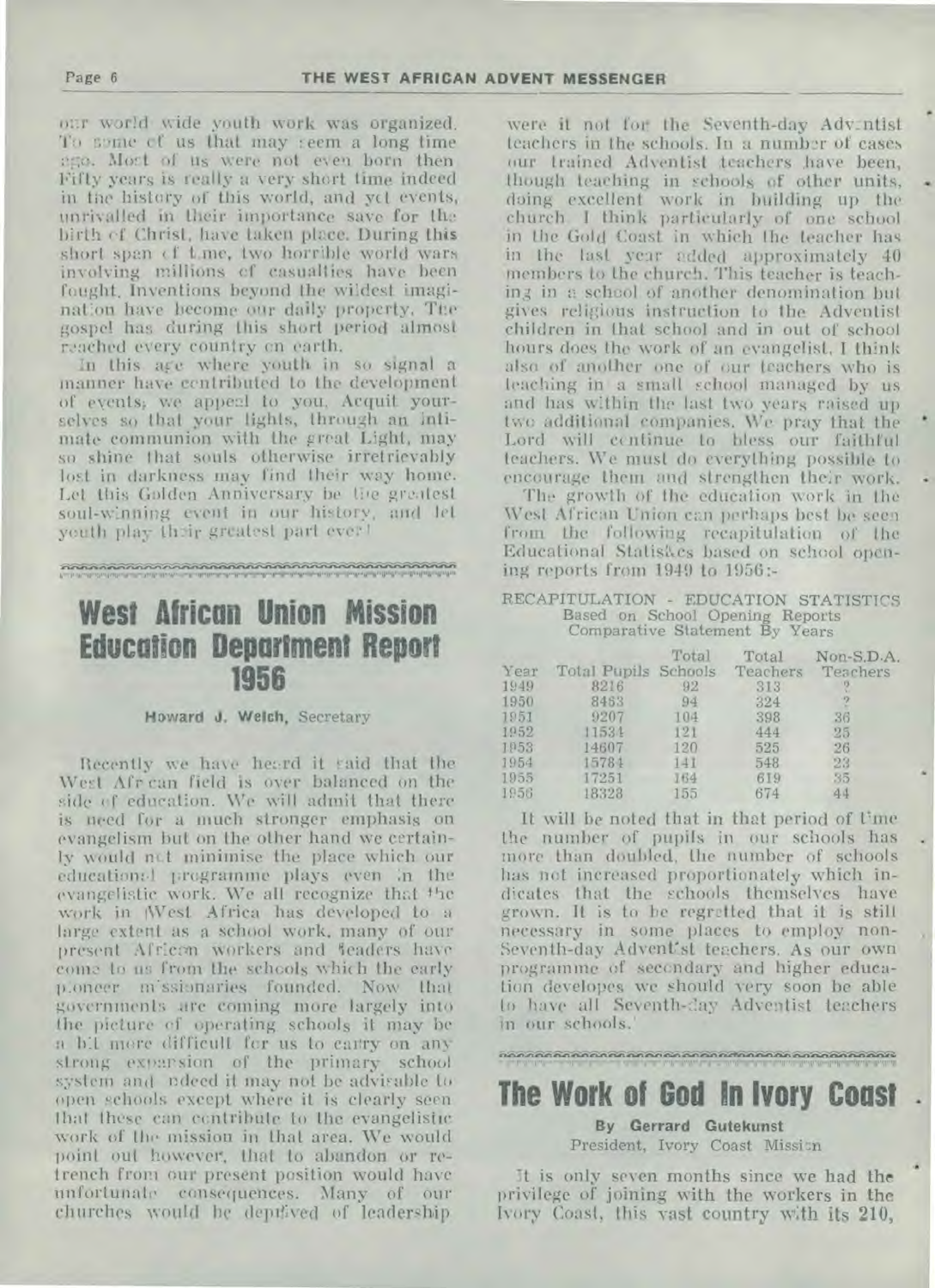our world wide youth work was organized. To some of us that may seem a long time ago. Most of us were not even born then. Fifty years is really a very short time indeed in the history of this world, and yet events, unrivalled in their importance save for the birth of Christ, have taken place. During this short span of time, two horrible world wars involving millions of casualties have been fought. Inventions beyond the wildest imagination have become our daily property. The gospel has during this short period almost reached every country on earth.

In this age where youth in so signal a manner have contributed to the development of events, we appeal to you. Acquit yourselves so that your lights, through an intimate communion with the great Light, may so shine that souls otherwise irretrievably lost in darkness may find their way home. Let this Golden Anniversary be the greatest soul-winning event in our history, and let youth play their greatest part ever!

## West African Union Mission Education Department Report 1956

**Howard J. Welch,** Secretary

Recently we have heard it said that the West African field is over balanced on the side of education. We will admit that there is need for a much stronger emphasis on evangelism but on the other hand we certainly would not minimise the place which our educational programme plays even in the evangelistic work. We all recognize that the work in West Africa has developed to a large extent as a school work, many of our present African workers and leaders have come to us from the schools which the early pioneer missionaries founded. Now that governments are coming more largely into the picture of operating schools it may be a bit more difficult for us to carry on any strong expansion of the primary school system and indeed it may not be advisable to open schools except where it is clearly seen that these can contribute to the evangelistic work of the mission in that area. We would point out however, that to abandon or retrench from our present position would have unfortunate consequences. Many of our churches would be deprived of leadership were it not for the Seventh-day Adventist teachers in the schools. In a number of cases our trained Adventist teachers have been, though teaching in schools of other units, doing excellent work in building up the church. I think particularly of one school in the Gold Coast in which the teacher has in the last year added approximately 40 members to the church. This teacher is teaching in a school of another denomination but gives religious instruction to the Adventist children in that school and in out of school hours does the work of an evangelist. I think also of another one of our teachers who is teaching in a small school managed by us and has within the last two years raised up two additional companies. We pray that the Lord will continue to bless our faithful teachers. We must do everything possible to encourage them and strengthen their work.

The growth of the education work in the West African Union can perhaps best be seen from the following recapitulation of the Educational Statistics based on school opening reports from 1949 to 1956:-

RECAPITULATION - EDUCATION STATISTICS
Based on School Opening Reports
Comparative Statement By Years

| Year | Total Pupils | Total Schools | Total Teachers | Non-S.D.A. Teachers |
|---|---|---|---|---|
| 1949 | 8216 | 92 | 313 | ? |
| 1950 | 8463 | 94 | 324 | ? |
| 1951 | 9207 | 104 | 398 | 36 |
| 1952 | 11534 | 121 | 444 | 25 |
| 1953 | 14607 | 120 | 525 | 26 |
| 1954 | 15784 | 141 | 548 | 23 |
| 1955 | 17251 | 164 | 619 | 35 |
| 1956 | 18328 | 155 | 674 | 44 |

It will be noted that in that period of time the number of pupils in our schools has more than doubled, the number of schools has not increased proportionately which indicates that the schools themselves have grown. It is to be regretted that it is still necessary in some places to employ non-Seventh-day Adventist teachers. As our own programme of secondary and higher education developes we should very soon be able to have all Seventh-day Adventist teachers in our schools.

## The Work of God In Ivory Coast

**By Gerrard Gutekunst**
President, Ivory Coast Mission

It is only seven months since we had the privilege of joining with the workers in the Ivory Coast, this vast country with its 210,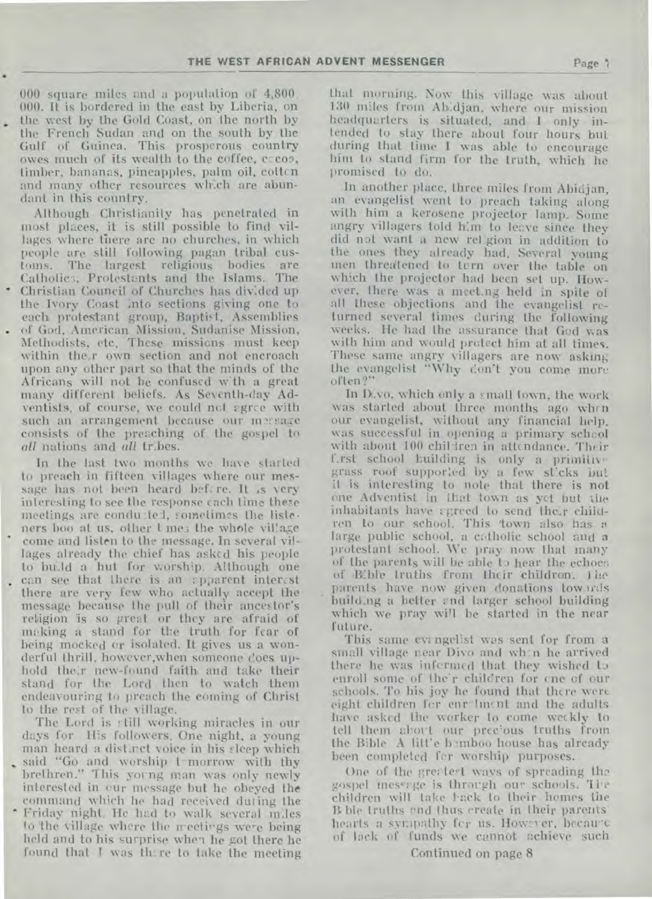000 square miles and a population of 4,800 000. It is bordered in the east by Liberia, on the west by the Gold Coast, on the north by the French Sudan and on the south by the Gulf of Guinea. This prosperous country owes much of its wealth to the coffee, cocoa, timber, bananas, pineapples, palm oil, cotton and many other resources which are abundant in this country.

Although Christianity has penetrated in most places, it is still possible to find villages where there are no churches, in which people are still following pagan tribal customs. The largest religious bodies are Catholics, Protestants and the Islams. The Christian Council of Churches has divided up the Ivory Coast into sections giving one to each protestant group, Baptist, Assemblies of God, American Mission, Sudanise Mission, Methodists, etc. These missions must keep within their own section and not encroach upon any other part so that the minds of the Africans will not be confused with a great many different beliefs. As Seventh-day Adventists, of course, we could not agree with such an arrangement because our message consists of the preaching of the gospel to *all* nations and *all* tribes.

In the last two months we have started to preach in fifteen villages where our message has not been heard before. It is very interesting to see the response each time these meetings are conducted, sometimes the listeners boo at us, other times the whole village come and listen to the message. In several villages already the chief has asked his people to build a hut for worship. Although one can see that there is an apparent interest there are very few who actually accept the message because the pull of their ancestor's religion is so great or they are afraid of making a stand for the truth for fear of being mocked or isolated. It gives us a wonderful thrill, however, when someone does uphold their new-found faith and take their stand for the Lord then to watch them endeavouring to preach the coming of Christ to the rest of the village.

The Lord is still working miracles in our days for His followers. One night, a young man heard a distinct voice in his sleep which said "Go and worship tomorrow with thy brethren." This young man was only newly interested in our message but he obeyed the command which he had received during the Friday night. He had to walk several miles to the village where the meetings were being held and to his surprise when he got there he found that I was there to take the meeting that morning. Now this village was about 130 miles from Abidjan, where our mission headquarters is situated, and I only intended to stay there about four hours but during that time I was able to encourage him to stand firm for the truth, which he promised to do.

In another place, three miles from Abidjan, an evangelist went to preach taking along with him a kerosene projector lamp. Some angry villagers told him to leave since they did not want a new religion in addition to the ones they already had. Several young men threatened to turn over the table on which the projector had been set up. However, there was a meeting held in spite of all these objections and the evangelist returned several times during the following weeks. He had the assurance that God was with him and would protect him at all times. These same angry villagers are now asking the evangelist "Why don't you come more often?"

In Divo, which only a small town, the work was started about three months ago when our evangelist, without any financial help, was successful in opening a primary school with about 100 children in attendance. Their first school building is only a primitive grass roof supported by a few sticks but it is interesting to note that there is not one Adventist in that town as yet but the inhabitants have agreed to send their children to our school. This town also has a large public school, a catholic school and a protestant school. We pray now that many of the parents will be able to hear the echoes of Bible truths from their children. The parents have now given donations towards building a better and larger school building which we pray will be started in the near future.

This same evangelist was sent for from a small village near Divo and when he arrived there he was informed that they wished to enroll some of their children for one of our schools. To his joy he found that there were eight children for enrolment and the adults have asked the worker to come weekly to tell them about our precious truths from the Bible. A little bamboo house has already been completed for worship purposes.

One of the greatest ways of spreading the gospel message is through our schools. The children will take back to their homes the Bible truths and thus create in their parents' hearts a sympathy for us. However, because of lack of funds we cannot achieve such

Continued on page 8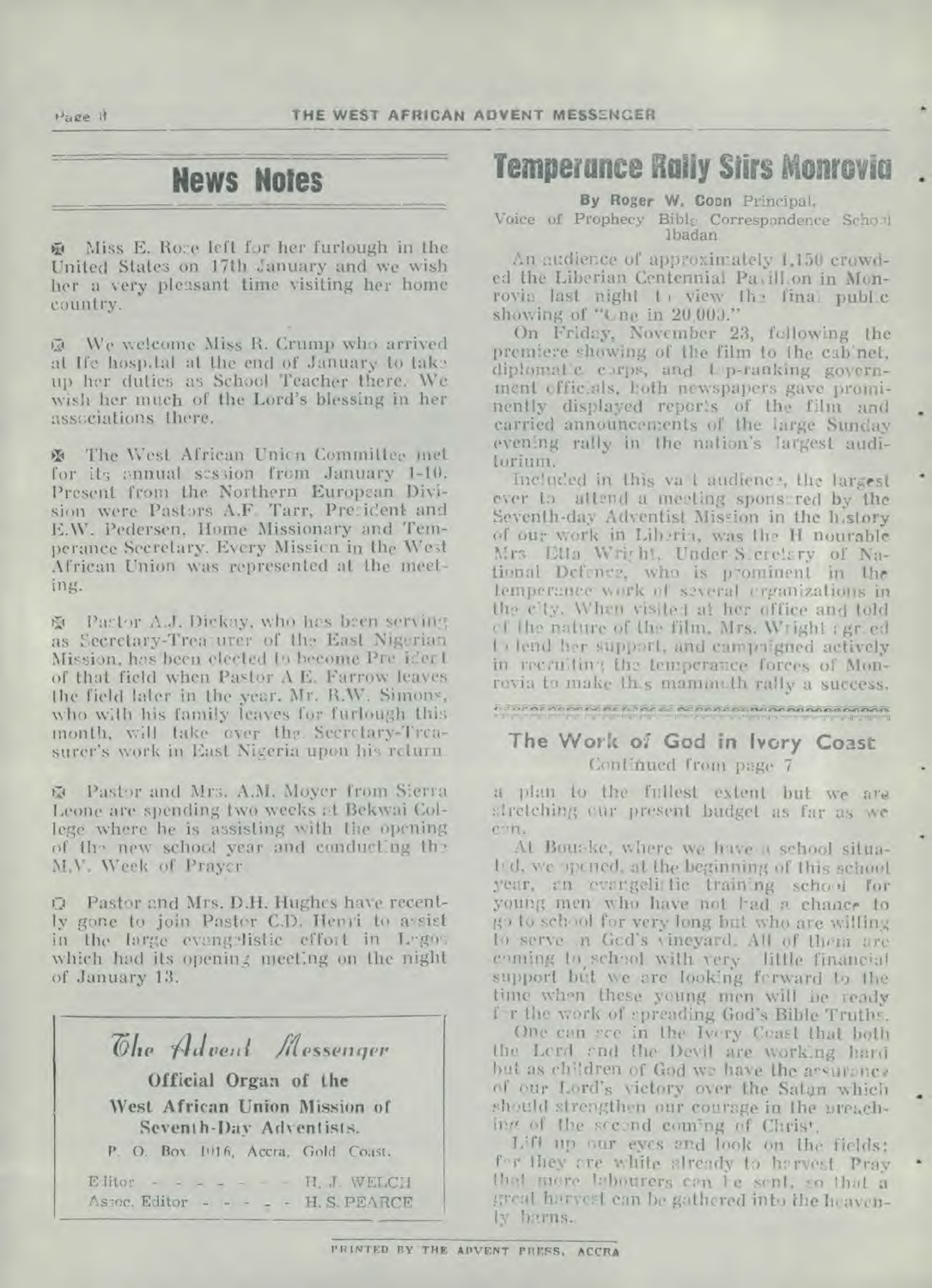## News Notes

Miss E. Rose left for her furlough in the United States on 17th January and we wish her a very pleasant time visiting her home country.

We welcome Miss R. Crump who arrived at Ife hospital at the end of January to take up her duties as School Teacher there. We wish her much of the Lord's blessing in her associations there.

The West African Union Committee met for its annual session from January 1-10. Present from the Northern European Division were Pastors A.F. Tarr, President and E.W. Pedersen, Home Missionary and Temperance Secretary. Every Mission in the West African Union was represented at the meeting.

Pastor A.J. Dickay, who has been serving as Secretary-Treasurer of the East Nigerian Mission, has been elected to become President of that field when Pastor A E. Farrow leaves the field later in the year. Mr. R.W. Simons, who with his family leaves for furlough this month, will take over the Secretary-Treasurer's work in East Nigeria upon his return.

Pastor and Mrs. A.M. Moyer from Sierra Leone are spending two weeks at Bekwai College where he is assisting with the opening of the new school year and conducting the M.V. Week of Prayer.

Pastor and Mrs. D.H. Hughes have recently gone to join Pastor C.D. Henri to assist in the large evangelistic effort in Lagos which had its opening meeting on the night of January 13.

*The Advent Messenger*

**Official Organ of the West African Union Mission of Seventh-Day Adventists.**

P. O. Box 1016, Accra, Gold Coast.

Editor - - - - - - - H. J. WELCH

Assoc. Editor - - - - - H. S. PEARCE

## Temperance Rally Stirs Monrovia

**By Roger W. Coon** Principal, Voice of Prophecy Bible Correspondence School Ibadan

An audience of approximately 1,150 crowded the Liberian Centennial Pavillion in Monrovia last night to view the final public showing of "One in 20,000."

On Friday, November 23, following the premiere showing of the film to the cabinet, diplomatic corps, and top-ranking government officials, both newspapers gave prominently displayed reports of the film and carried announcements of the large Sunday evening rally in the nation's largest auditorium.

Included in this vast audience, the largest ever to attend a meeting sponsored by the Seventh-day Adventist Mission in the history of our work in Liberia, was the Honourable Mrs. Etta Wright, Under-Secretary of National Defence, who is prominent in the temperance work of several organizations in the city. When visited at her office and told of the nature of the film, Mrs. Wright agreed to lend her support, and campaigned actively in recruiting the temperance forces of Monrovia to make this mammoth rally a success.

### The Work of God in Ivory Coast

Continued from page 7

a plan to the fullest extent but we are stretching our present budget as far as we can.

At Bouake, where we have a school situated, we opened, at the beginning of this school year, an evangelistic training school for young men who have not had a chance to go to school for very long but who are willing to serve in God's vineyard. All of them are coming to school with very little financial support but we are looking forward to the time when these young men will be ready for the work of spreading God's Bible Truths.

One can see in the Ivory Coast that both the Lord and the Devil are working hard but as children of God we have the assurance of our Lord's victory over the Satan which should strengthen our courage in the preaching of the second coming of Christ.

Lift up our eyes and look on the fields; for they are white already to harvest. Pray that more labourers can be sent, so that a great harvest can be gathered into the heavenly barns.

PRINTED BY THE ADVENT PRESS, ACCRA